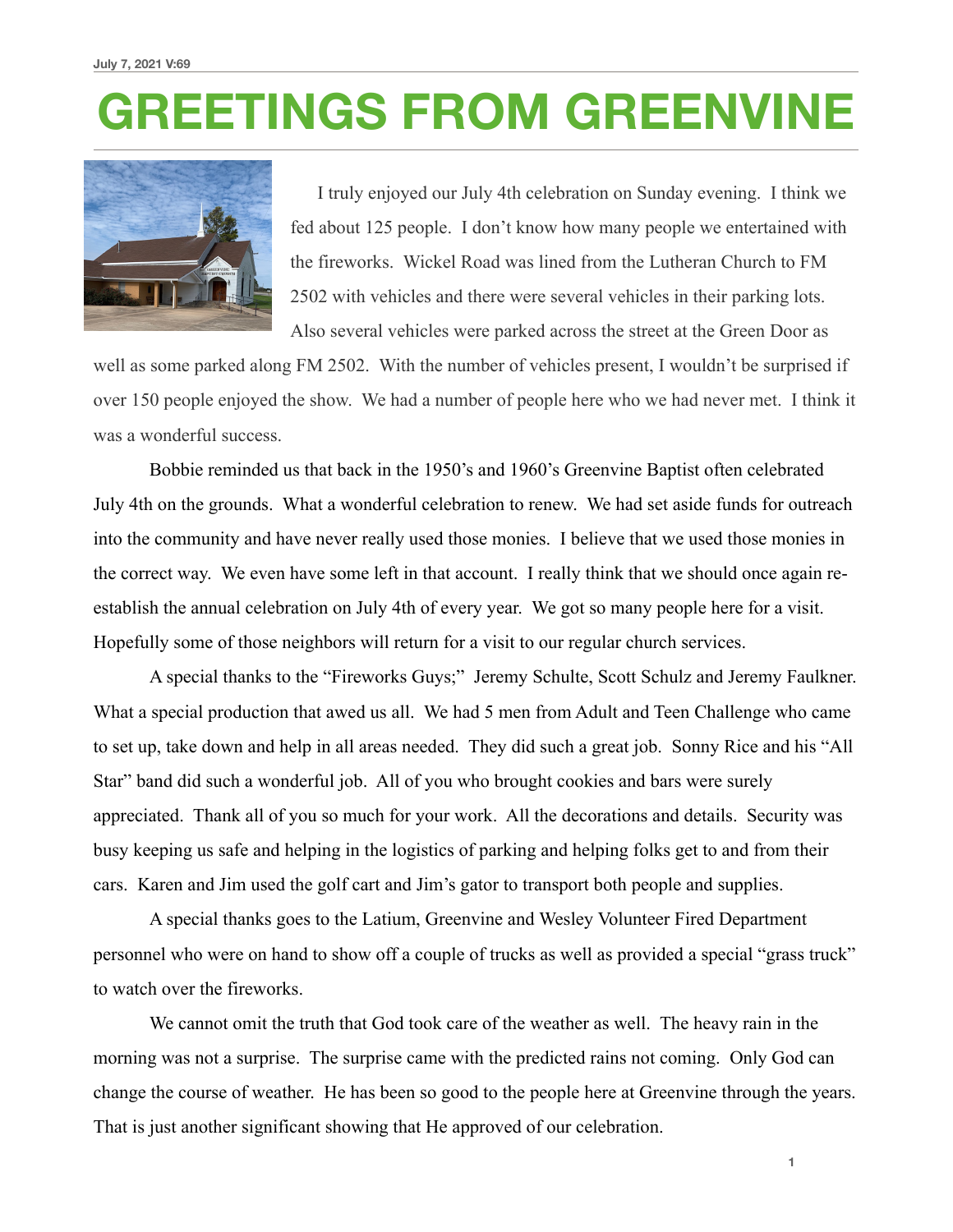July 7, 2021 V:69

# GREETINGS FROM GREENVINE

I truly enjoyed our July 4th celebration on Sunday evening. I think we fed about 125 people. I don't know how many people we entertained with the fireworks. Wickel Road was lined from the Lutheran Church to FM 2502 with vehicles and there were several vehicles in their parking lots. Also several vehicles were parked across the street at the Green Door as well as some parked along FM 2502. With the number of vehicles present, I wouldn't be surprised if over 150 people enjoyed the show. We had a number of people here who we had never met. I think it was a wonderful success.

Bobbie reminded us that back in the 1950's and 1960's Greenvine Baptist often celebrated July 4th on the grounds. What a wonderful celebration to renew. We had set aside funds for outreach into the community and have never really used those monies. I believe that we used those monies in the correct way. We even have some left in that account. I really think that we should once again re-establish the annual celebration on July 4th of every year. We got so many people here for a visit. Hopefully some of those neighbors will return for a visit to our regular church services.

A special thanks to the "Fireworks Guys;" Jeremy Schulte, Scott Schulz and Jeremy Faulkner. What a special production that awed us all. We had 5 men from Adult and Teen Challenge who came to set up, take down and help in all areas needed. They did such a great job. Sonny Rice and his "All Star" band did such a wonderful job. All of you who brought cookies and bars were surely appreciated. Thank all of you so much for your work. All the decorations and details. Security was busy keeping us safe and helping in the logistics of parking and helping folks get to and from their cars. Karen and Jim used the golf cart and Jim's gator to transport both people and supplies.

A special thanks goes to the Latium, Greenvine and Wesley Volunteer Fired Department personnel who were on hand to show off a couple of trucks as well as provided a special "grass truck" to watch over the fireworks.

We cannot omit the truth that God took care of the weather as well. The heavy rain in the morning was not a surprise. The surprise came with the predicted rains not coming. Only God can change the course of weather. He has been so good to the people here at Greenvine through the years. That is just another significant showing that He approved of our celebration.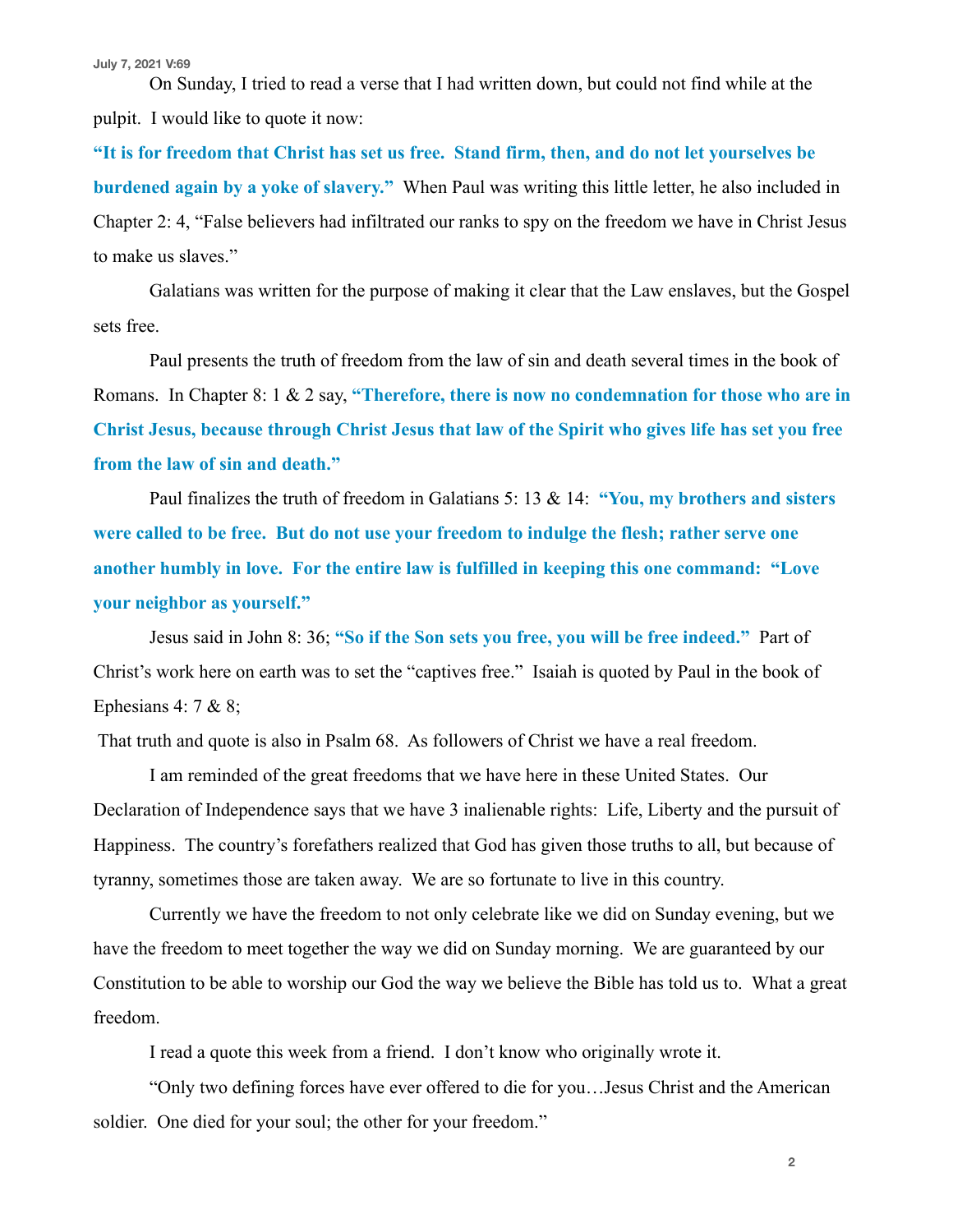On Sunday, I tried to read a verse that I had written down, but could not find while at the pulpit. I would like to quote it now:

**"It is for freedom that Christ has set us free. Stand firm, then, and do not let yourselves be burdened again by a yoke of slavery."** When Paul was writing this little letter, he also included in Chapter 2: 4, "False believers had infiltrated our ranks to spy on the freedom we have in Christ Jesus to make us slaves."

Galatians was written for the purpose of making it clear that the Law enslaves, but the Gospel sets free.

Paul presents the truth of freedom from the law of sin and death several times in the book of Romans. In Chapter 8: 1 & 2 say, **"Therefore, there is now no condemnation for those who are in Christ Jesus, because through Christ Jesus that law of the Spirit who gives life has set you free from the law of sin and death."**

Paul finalizes the truth of freedom in Galatians 5: 13 & 14: **"You, my brothers and sisters were called to be free. But do not use your freedom to indulge the flesh; rather serve one another humbly in love. For the entire law is fulfilled in keeping this one command: "Love your neighbor as yourself."**

Jesus said in John 8: 36; **"So if the Son sets you free, you will be free indeed."** Part of Christ's work here on earth was to set the "captives free." Isaiah is quoted by Paul in the book of Ephesians 4: 7 & 8;

That truth and quote is also in Psalm 68. As followers of Christ we have a real freedom.

I am reminded of the great freedoms that we have here in these United States. Our Declaration of Independence says that we have 3 inalienable rights: Life, Liberty and the pursuit of Happiness. The country's forefathers realized that God has given those truths to all, but because of tyranny, sometimes those are taken away. We are so fortunate to live in this country.

Currently we have the freedom to not only celebrate like we did on Sunday evening, but we have the freedom to meet together the way we did on Sunday morning. We are guaranteed by our Constitution to be able to worship our God the way we believe the Bible has told us to. What a great freedom.

I read a quote this week from a friend. I don't know who originally wrote it.

"Only two defining forces have ever offered to die for you…Jesus Christ and the American soldier. One died for your soul; the other for your freedom."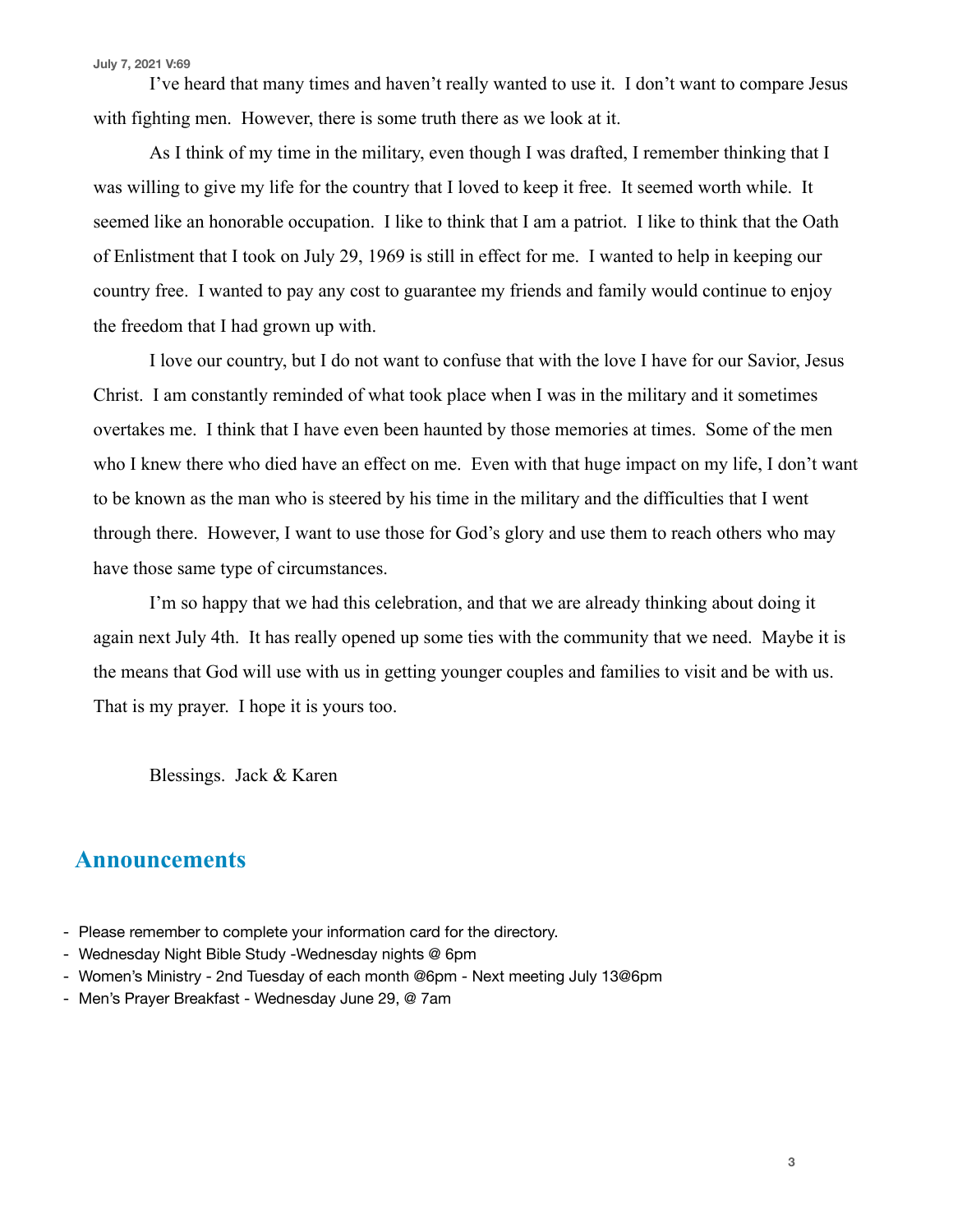I've heard that many times and haven't really wanted to use it. I don't want to compare Jesus with fighting men. However, there is some truth there as we look at it.

As I think of my time in the military, even though I was drafted, I remember thinking that I was willing to give my life for the country that I loved to keep it free. It seemed worth while. It seemed like an honorable occupation. I like to think that I am a patriot. I like to think that the Oath of Enlistment that I took on July 29, 1969 is still in effect for me. I wanted to help in keeping our country free. I wanted to pay any cost to guarantee my friends and family would continue to enjoy the freedom that I had grown up with.

I love our country, but I do not want to confuse that with the love I have for our Savior, Jesus Christ. I am constantly reminded of what took place when I was in the military and it sometimes overtakes me. I think that I have even been haunted by those memories at times. Some of the men who I knew there who died have an effect on me. Even with that huge impact on my life, I don't want to be known as the man who is steered by his time in the military and the difficulties that I went through there. However, I want to use those for God's glory and use them to reach others who may have those same type of circumstances.

I'm so happy that we had this celebration, and that we are already thinking about doing it again next July 4th. It has really opened up some ties with the community that we need. Maybe it is the means that God will use with us in getting younger couples and families to visit and be with us. That is my prayer. I hope it is yours too.

Blessings. Jack & Karen

## Announcements

- Please remember to complete your information card for the directory.
- Wednesday Night Bible Study -Wednesday nights @ 6pm
- Women's Ministry - 2nd Tuesday of each month @6pm - Next meeting July 13@6pm
- Men's Prayer Breakfast - Wednesday June 29, @ 7am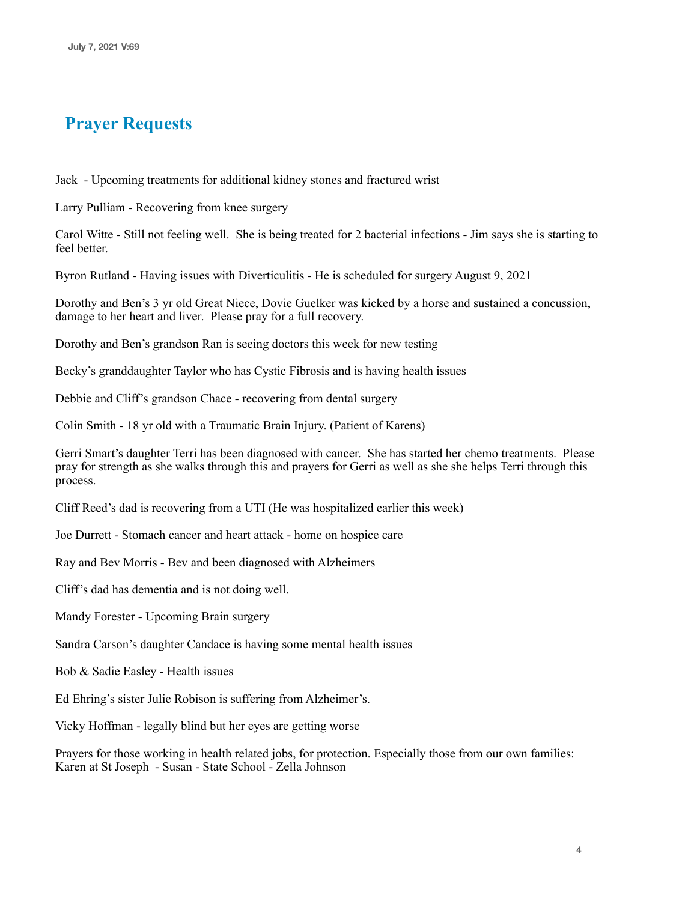# Prayer Requests

Jack - Upcoming treatments for additional kidney stones and fractured wrist

Larry Pulliam - Recovering from knee surgery

Carol Witte - Still not feeling well. She is being treated for 2 bacterial infections - Jim says she is starting to feel better.

Byron Rutland - Having issues with Diverticulitis - He is scheduled for surgery August 9, 2021

Dorothy and Ben's 3 yr old Great Niece, Dovie Guelker was kicked by a horse and sustained a concussion, damage to her heart and liver. Please pray for a full recovery.

Dorothy and Ben's grandson Ran is seeing doctors this week for new testing

Becky's granddaughter Taylor who has Cystic Fibrosis and is having health issues

Debbie and Cliff's grandson Chace - recovering from dental surgery

Colin Smith - 18 yr old with a Traumatic Brain Injury. (Patient of Karens)

Gerri Smart's daughter Terri has been diagnosed with cancer. She has started her chemo treatments. Please pray for strength as she walks through this and prayers for Gerri as well as she she helps Terri through this process.

Cliff Reed's dad is recovering from a UTI (He was hospitalized earlier this week)

Joe Durrett - Stomach cancer and heart attack - home on hospice care

Ray and Bev Morris - Bev and been diagnosed with Alzheimers

Cliff's dad has dementia and is not doing well.

Mandy Forester - Upcoming Brain surgery

Sandra Carson's daughter Candace is having some mental health issues

Bob & Sadie Easley - Health issues

Ed Ehring's sister Julie Robison is suffering from Alzheimer's.

Vicky Hoffman - legally blind but her eyes are getting worse

Prayers for those working in health related jobs, for protection. Especially those from our own families: Karen at St Joseph - Susan - State School - Zella Johnson